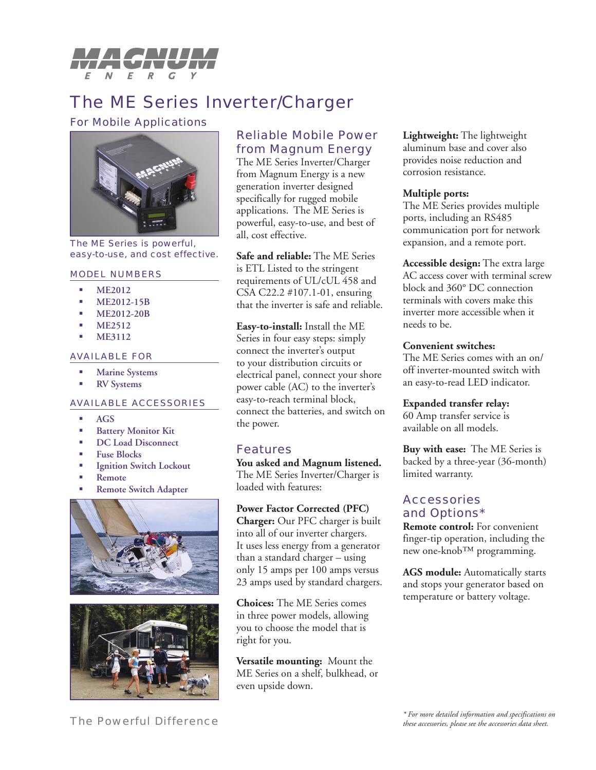# The ME Series Inverter/Charger

## For Mobile Applications

The ME Series is powerful, easy-to-use, and cost effective.

### MODEL NUMBERS

- ME2012
- ME2012-15B
- ME2012-20B
- ME2512
- ME3112

### AVAILABLE FOR

- Marine Systems
- RV Systems

### AVAILABLE ACCESSORIES

- AGS
- Battery Monitor Kit
- DC Load Disconnect
- Fuse Blocks
- Ignition Switch Lockout
- Remote
- Remote Switch Adapter

The Powerful Difference

## Reliable Mobile Power from Magnum Energy

The ME Series Inverter/Charger from Magnum Energy is a new generation inverter designed specifically for rugged mobile applications. The ME Series is powerful, easy-to-use, and best of all, cost effective.

**Safe and reliable:** The ME Series is ETL Listed to the stringent requirements of UL/cUL 458 and CSA C22.2 #107.1-01, ensuring that the inverter is safe and reliable.

**Easy-to-install:** Install the ME Series in four easy steps: simply connect the inverter's output to your distribution circuits or electrical panel, connect your shore power cable (AC) to the inverter's easy-to-reach terminal block, connect the batteries, and switch on the power.

## Features

**You asked and Magnum listened.** The ME Series Inverter/Charger is loaded with features:

**Power Factor Corrected (PFC) Charger:** Our PFC charger is built into all of our inverter chargers. It uses less energy from a generator than a standard charger – using only 15 amps per 100 amps versus 23 amps used by standard chargers.

**Choices:** The ME Series comes in three power models, allowing you to choose the model that is right for you.

**Versatile mounting:** Mount the ME Series on a shelf, bulkhead, or even upside down.

**Lightweight:** The lightweight aluminum base and cover also provides noise reduction and corrosion resistance.

**Multiple ports:** The ME Series provides multiple ports, including an RS485 communication port for network expansion, and a remote port.

**Accessible design:** The extra large AC access cover with terminal screw block and 360° DC connection terminals with covers make this inverter more accessible when it needs to be.

**Convenient switches:** The ME Series comes with an on/off inverter-mounted switch with an easy-to-read LED indicator.

**Expanded transfer relay:** 60 Amp transfer service is available on all models.

**Buy with ease:** The ME Series is backed by a three-year (36-month) limited warranty.

## Accessories and Options*

**Remote control:** For convenient finger-tip operation, including the new one-knob™ programming.

**AGS module:** Automatically starts and stops your generator based on temperature or battery voltage.

*\* For more detailed information and specifications on these accessories, please see the accessories data sheet.*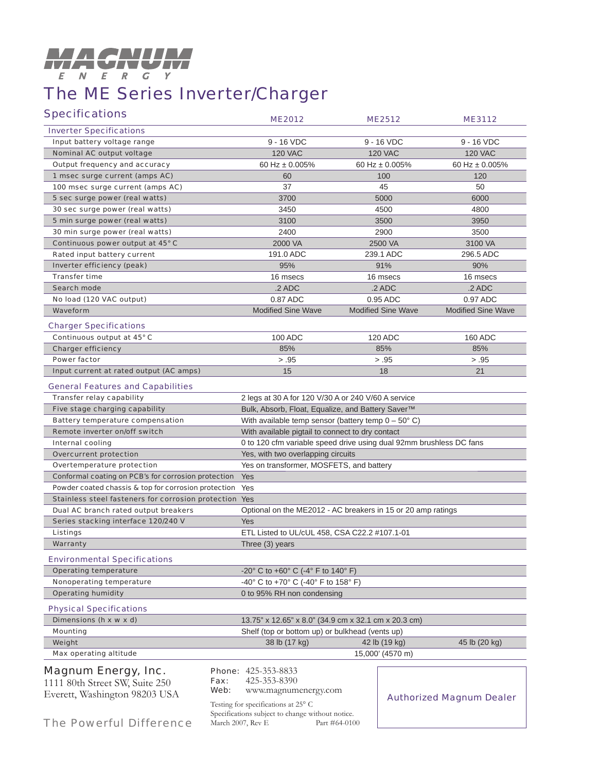MAGNUM ENERGY

# The ME Series Inverter/Charger

## Specifications

| | ME2012 | ME2512 | ME3112 |
|---|---|---|---|
| **Inverter Specifications** | | | |
| Input battery voltage range | 9 - 16 VDC | 9 - 16 VDC | 9 - 16 VDC |
| Nominal AC output voltage | 120 VAC | 120 VAC | 120 VAC |
| Output frequency and accuracy | 60 Hz ± 0.005% | 60 Hz ± 0.005% | 60 Hz ± 0.005% |
| 1 msec surge current (amps AC) | 60 | 100 | 120 |
| 100 msec surge current (amps AC) | 37 | 45 | 50 |
| 5 sec surge power (real watts) | 3700 | 5000 | 6000 |
| 30 sec surge power (real watts) | 3450 | 4500 | 4800 |
| 5 min surge power (real watts) | 3100 | 3500 | 3950 |
| 30 min surge power (real watts) | 2400 | 2900 | 3500 |
| Continuous power output at 45° C | 2000 VA | 2500 VA | 3100 VA |
| Rated input battery current | 191.0 ADC | 239.1 ADC | 296.5 ADC |
| Inverter efficiency (peak) | 95% | 91% | 90% |
| Transfer time | 16 msecs | 16 msecs | 16 msecs |
| Search mode | .2 ADC | .2 ADC | .2 ADC |
| No load (120 VAC output) | 0.87 ADC | 0.95 ADC | 0.97 ADC |
| Waveform | Modified Sine Wave | Modified Sine Wave | Modified Sine Wave |
| **Charger Specifications** | | | |
| Continuous output at 45° C | 100 ADC | 120 ADC | 160 ADC |
| Charger efficiency | 85% | 85% | 85% |
| Power factor | > .95 | > .95 | > .95 |
| Input current at rated output (AC amps) | 15 | 18 | 21 |
| **General Features and Capabilities** | | | |
| Transfer relay capability | 2 legs at 30 A for 120 V/30 A or 240 V/60 A service | | |
| Five stage charging capability | Bulk, Absorb, Float, Equalize, and Battery Saver™ | | |
| Battery temperature compensation | With available temp sensor (battery temp 0 – 50° C) | | |
| Remote inverter on/off switch | With available pigtail to connect to dry contact | | |
| Internal cooling | 0 to 120 cfm variable speed drive using dual 92mm brushless DC fans | | |
| Overcurrent protection | Yes, with two overlapping circuits | | |
| Overtemperature protection | Yes on transformer, MOSFETS, and battery | | |
| Conformal coating on PCB's for corrosion protection | Yes | | |
| Powder coated chassis & top for corrosion protection | Yes | | |
| Stainless steel fasteners for corrosion protection | Yes | | |
| Dual AC branch rated output breakers | Optional on the ME2012 - AC breakers in 15 or 20 amp ratings | | |
| Series stacking interface 120/240 V | Yes | | |
| Listings | ETL Listed to UL/cUL 458, CSA C22.2 #107.1-01 | | |
| Warranty | Three (3) years | | |
| **Environmental Specifications** | | | |
| Operating temperature | -20° C to +60° C (-4° F to 140° F) | | |
| Nonoperating temperature | -40° C to +70° C (-40° F to 158° F) | | |
| Operating humidity | 0 to 95% RH non condensing | | |
| **Physical Specifications** | | | |
| Dimensions (h x w x d) | 13.75" x 12.65" x 8.0" (34.9 cm x 32.1 cm x 20.3 cm) | | |
| Mounting | Shelf (top or bottom up) or bulkhead (vents up) | | |
| Weight | 38 lb (17 kg) | 42 lb (19 kg) | 45 lb (20 kg) |
| Max operating altitude | | 15,000' (4570 m) | |

**Magnum Energy, Inc.**
1111 80th Street SW, Suite 250
Everett, Washington 98203 USA

The Powerful Difference

Phone: 425-353-8833
Fax: 425-353-8390
Web: www.magnumenergy.com

Testing for specifications at 25° C
Specifications subject to change without notice.
March 2007, Rev E Part #64-0100

Authorized Magnum Dealer